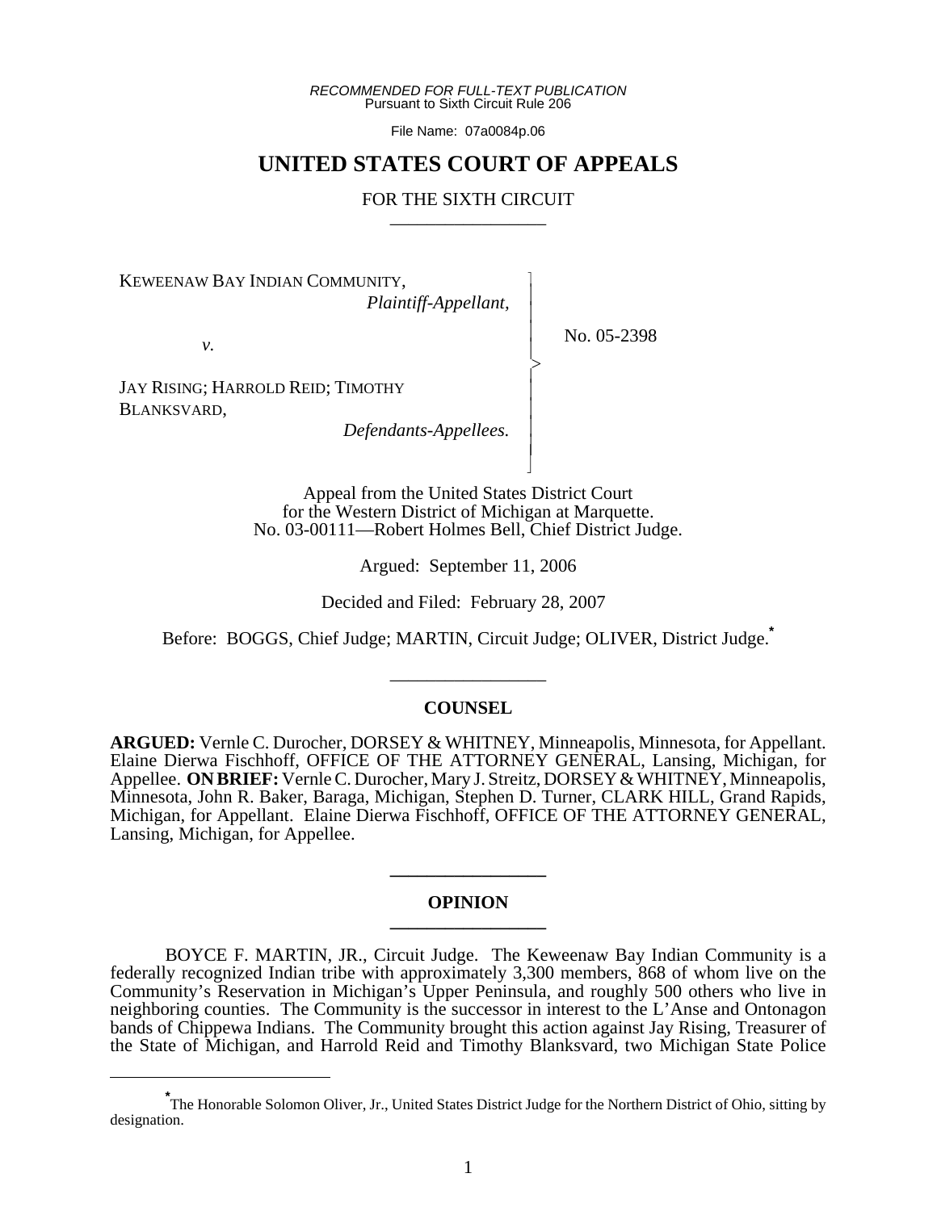*RECOMMENDED FOR FULL-TEXT PUBLICATION*
Pursuant to Sixth Circuit Rule 206

File Name: 07a0084p.06

# UNITED STATES COURT OF APPEALS

## FOR THE SIXTH CIRCUIT

---

KEWEENAW BAY INDIAN COMMUNITY,
*Plaintiff-Appellant,*

*v.*

JAY RISING; HARROLD REID; TIMOTHY BLANKSVARD,
*Defendants-Appellees.*

No. 05-2398

Appeal from the United States District Court
for the Western District of Michigan at Marquette.
No. 03-00111—Robert Holmes Bell, Chief District Judge.

Argued: September 11, 2006

Decided and Filed: February 28, 2007

Before: BOGGS, Chief Judge; MARTIN, Circuit Judge; OLIVER, District Judge.*

---

## COUNSEL

**ARGUED:** Vernle C. Durocher, DORSEY & WHITNEY, Minneapolis, Minnesota, for Appellant. Elaine Dierwa Fischhoff, OFFICE OF THE ATTORNEY GENERAL, Lansing, Michigan, for Appellee. **ON BRIEF:** Vernle C. Durocher, Mary J. Streitz, DORSEY & WHITNEY, Minneapolis, Minnesota, John R. Baker, Baraga, Michigan, Stephen D. Turner, CLARK HILL, Grand Rapids, Michigan, for Appellant. Elaine Dierwa Fischhoff, OFFICE OF THE ATTORNEY GENERAL, Lansing, Michigan, for Appellee.

---

## OPINION

---

BOYCE F. MARTIN, JR., Circuit Judge. The Keweenaw Bay Indian Community is a federally recognized Indian tribe with approximately 3,300 members, 868 of whom live on the Community's Reservation in Michigan's Upper Peninsula, and roughly 500 others who live in neighboring counties. The Community is the successor in interest to the L'Anse and Ontonagon bands of Chippewa Indians. The Community brought this action against Jay Rising, Treasurer of the State of Michigan, and Harrold Reid and Timothy Blanksvard, two Michigan State Police

---

* The Honorable Solomon Oliver, Jr., United States District Judge for the Northern District of Ohio, sitting by designation.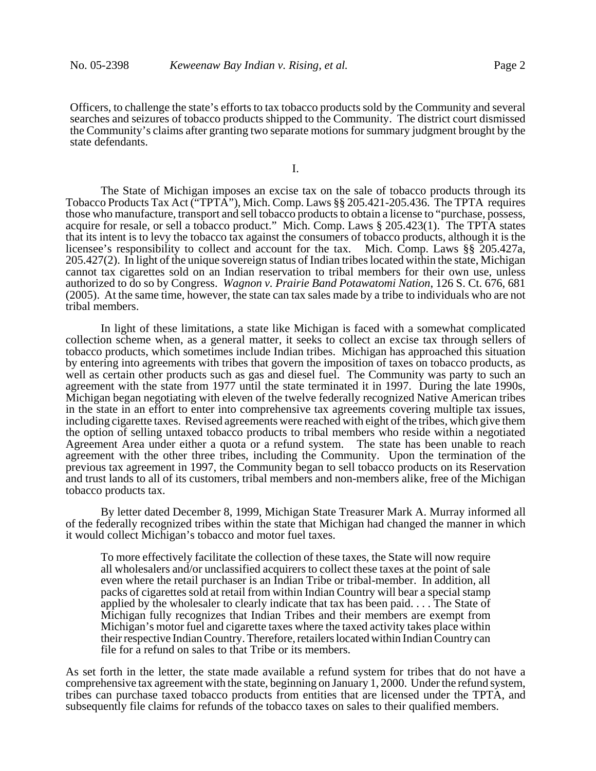Officers, to challenge the state's efforts to tax tobacco products sold by the Community and several searches and seizures of tobacco products shipped to the Community. The district court dismissed the Community's claims after granting two separate motions for summary judgment brought by the state defendants.

I.

The State of Michigan imposes an excise tax on the sale of tobacco products through its Tobacco Products Tax Act ("TPTA"), Mich. Comp. Laws §§ 205.421-205.436. The TPTA requires those who manufacture, transport and sell tobacco products to obtain a license to "purchase, possess, acquire for resale, or sell a tobacco product." Mich. Comp. Laws § 205.423(1). The TPTA states that its intent is to levy the tobacco tax against the consumers of tobacco products, although it is the licensee's responsibility to collect and account for the tax. Mich. Comp. Laws §§ 205.427a, 205.427(2). In light of the unique sovereign status of Indian tribes located within the state, Michigan cannot tax cigarettes sold on an Indian reservation to tribal members for their own use, unless authorized to do so by Congress. *Wagnon v. Prairie Band Potawatomi Nation*, 126 S. Ct. 676, 681 (2005). At the same time, however, the state can tax sales made by a tribe to individuals who are not tribal members.

In light of these limitations, a state like Michigan is faced with a somewhat complicated collection scheme when, as a general matter, it seeks to collect an excise tax through sellers of tobacco products, which sometimes include Indian tribes. Michigan has approached this situation by entering into agreements with tribes that govern the imposition of taxes on tobacco products, as well as certain other products such as gas and diesel fuel. The Community was party to such an agreement with the state from 1977 until the state terminated it in 1997. During the late 1990s, Michigan began negotiating with eleven of the twelve federally recognized Native American tribes in the state in an effort to enter into comprehensive tax agreements covering multiple tax issues, including cigarette taxes. Revised agreements were reached with eight of the tribes, which give them the option of selling untaxed tobacco products to tribal members who reside within a negotiated Agreement Area under either a quota or a refund system. The state has been unable to reach agreement with the other three tribes, including the Community. Upon the termination of the previous tax agreement in 1997, the Community began to sell tobacco products on its Reservation and trust lands to all of its customers, tribal members and non-members alike, free of the Michigan tobacco products tax.

By letter dated December 8, 1999, Michigan State Treasurer Mark A. Murray informed all of the federally recognized tribes within the state that Michigan had changed the manner in which it would collect Michigan's tobacco and motor fuel taxes.

> To more effectively facilitate the collection of these taxes, the State will now require all wholesalers and/or unclassified acquirers to collect these taxes at the point of sale even where the retail purchaser is an Indian Tribe or tribal-member. In addition, all packs of cigarettes sold at retail from within Indian Country will bear a special stamp applied by the wholesaler to clearly indicate that tax has been paid. . . . The State of Michigan fully recognizes that Indian Tribes and their members are exempt from Michigan's motor fuel and cigarette taxes where the taxed activity takes place within their respective Indian Country. Therefore, retailers located within Indian Country can file for a refund on sales to that Tribe or its members.

As set forth in the letter, the state made available a refund system for tribes that do not have a comprehensive tax agreement with the state, beginning on January 1, 2000. Under the refund system, tribes can purchase taxed tobacco products from entities that are licensed under the TPTA, and subsequently file claims for refunds of the tobacco taxes on sales to their qualified members.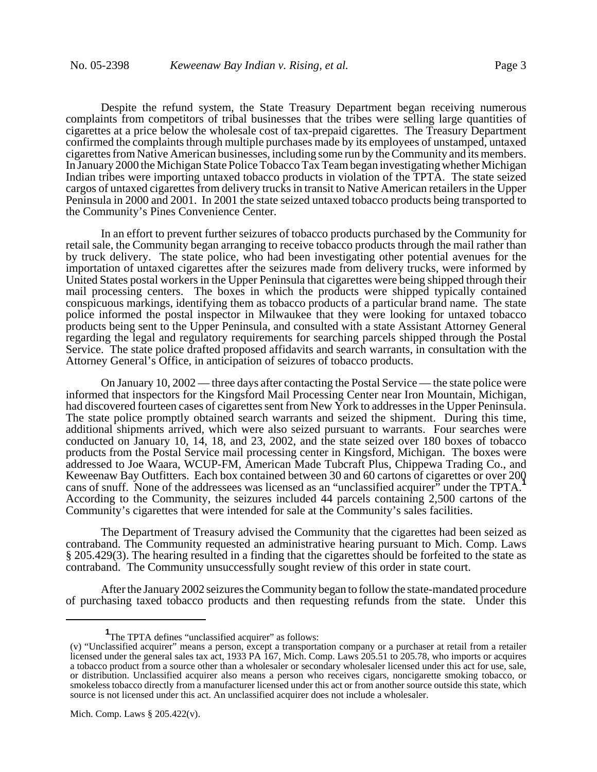Despite the refund system, the State Treasury Department began receiving numerous complaints from competitors of tribal businesses that the tribes were selling large quantities of cigarettes at a price below the wholesale cost of tax-prepaid cigarettes. The Treasury Department confirmed the complaints through multiple purchases made by its employees of unstamped, untaxed cigarettes from Native American businesses, including some run by the Community and its members. In January 2000 the Michigan State Police Tobacco Tax Team began investigating whether Michigan Indian tribes were importing untaxed tobacco products in violation of the TPTA. The state seized cargos of untaxed cigarettes from delivery trucks in transit to Native American retailers in the Upper Peninsula in 2000 and 2001. In 2001 the state seized untaxed tobacco products being transported to the Community's Pines Convenience Center.

In an effort to prevent further seizures of tobacco products purchased by the Community for retail sale, the Community began arranging to receive tobacco products through the mail rather than by truck delivery. The state police, who had been investigating other potential avenues for the importation of untaxed cigarettes after the seizures made from delivery trucks, were informed by United States postal workers in the Upper Peninsula that cigarettes were being shipped through their mail processing centers. The boxes in which the products were shipped typically contained conspicuous markings, identifying them as tobacco products of a particular brand name. The state police informed the postal inspector in Milwaukee that they were looking for untaxed tobacco products being sent to the Upper Peninsula, and consulted with a state Assistant Attorney General regarding the legal and regulatory requirements for searching parcels shipped through the Postal Service. The state police drafted proposed affidavits and search warrants, in consultation with the Attorney General's Office, in anticipation of seizures of tobacco products.

On January 10, 2002 — three days after contacting the Postal Service — the state police were informed that inspectors for the Kingsford Mail Processing Center near Iron Mountain, Michigan, had discovered fourteen cases of cigarettes sent from New York to addresses in the Upper Peninsula. The state police promptly obtained search warrants and seized the shipment. During this time, additional shipments arrived, which were also seized pursuant to warrants. Four searches were conducted on January 10, 14, 18, and 23, 2002, and the state seized over 180 boxes of tobacco products from the Postal Service mail processing center in Kingsford, Michigan. The boxes were addressed to Joe Waara, WCUP-FM, American Made Tubcraft Plus, Chippewa Trading Co., and Keweenaw Bay Outfitters. Each box contained between 30 and 60 cartons of cigarettes or over 200 cans of snuff. None of the addressees was licensed as an "unclassified acquirer" under the TPTA.[1] According to the Community, the seizures included 44 parcels containing 2,500 cartons of the Community's cigarettes that were intended for sale at the Community's sales facilities.

The Department of Treasury advised the Community that the cigarettes had been seized as contraband. The Community requested an administrative hearing pursuant to Mich. Comp. Laws § 205.429(3). The hearing resulted in a finding that the cigarettes should be forfeited to the state as contraband. The Community unsuccessfully sought review of this order in state court.

After the January 2002 seizures the Community began to follow the state-mandated procedure of purchasing taxed tobacco products and then requesting refunds from the state. Under this

---

[1] The TPTA defines "unclassified acquirer" as follows:

(v) "Unclassified acquirer" means a person, except a transportation company or a purchaser at retail from a retailer licensed under the general sales tax act, 1933 PA 167, Mich. Comp. Laws 205.51 to 205.78, who imports or acquires a tobacco product from a source other than a wholesaler or secondary wholesaler licensed under this act for use, sale, or distribution. Unclassified acquirer also means a person who receives cigars, noncigarette smoking tobacco, or smokeless tobacco directly from a manufacturer licensed under this act or from another source outside this state, which source is not licensed under this act. An unclassified acquirer does not include a wholesaler.

Mich. Comp. Laws § 205.422(v).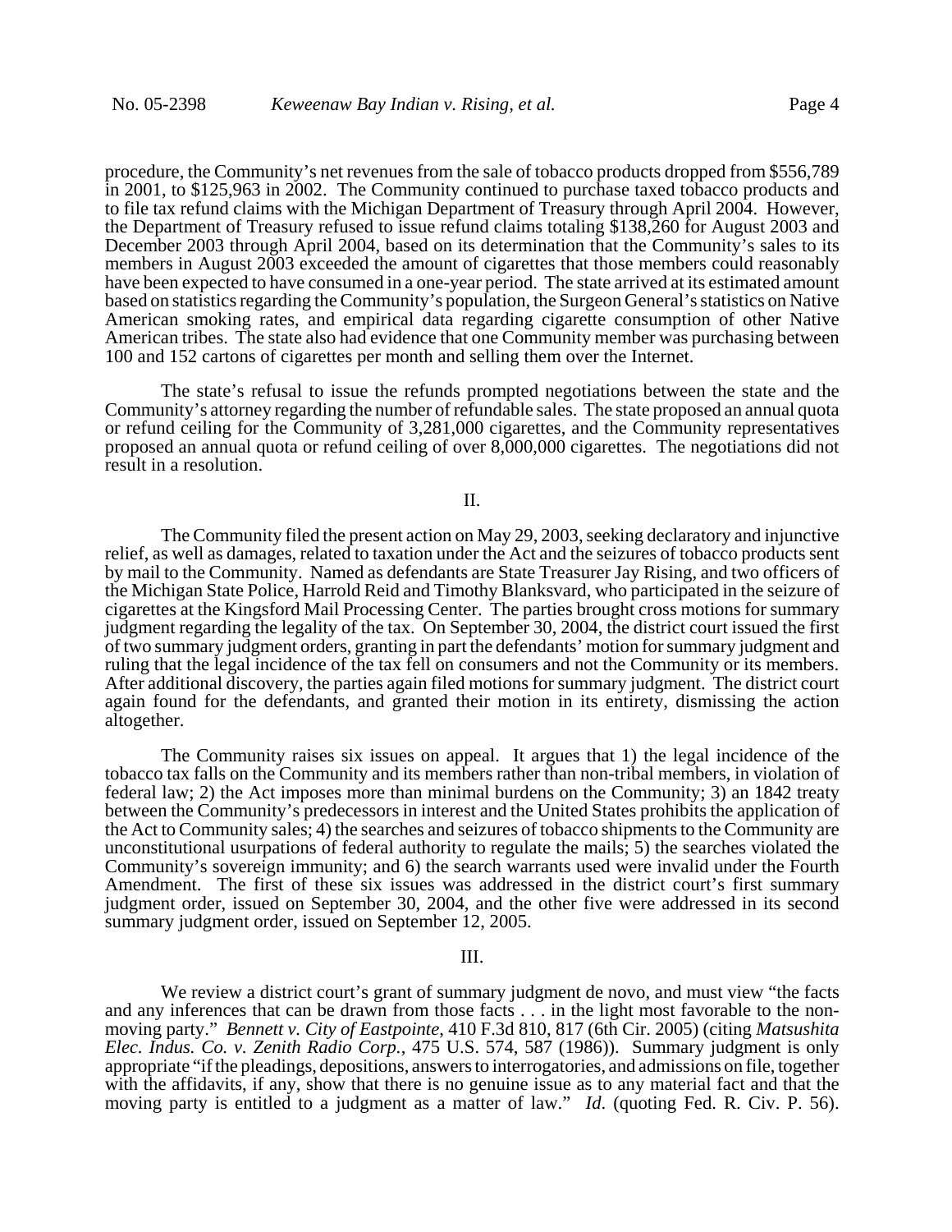procedure, the Community's net revenues from the sale of tobacco products dropped from $556,789 in 2001, to $125,963 in 2002. The Community continued to purchase taxed tobacco products and to file tax refund claims with the Michigan Department of Treasury through April 2004. However, the Department of Treasury refused to issue refund claims totaling $138,260 for August 2003 and December 2003 through April 2004, based on its determination that the Community's sales to its members in August 2003 exceeded the amount of cigarettes that those members could reasonably have been expected to have consumed in a one-year period. The state arrived at its estimated amount based on statistics regarding the Community's population, the Surgeon General's statistics on Native American smoking rates, and empirical data regarding cigarette consumption of other Native American tribes. The state also had evidence that one Community member was purchasing between 100 and 152 cartons of cigarettes per month and selling them over the Internet.

The state's refusal to issue the refunds prompted negotiations between the state and the Community's attorney regarding the number of refundable sales. The state proposed an annual quota or refund ceiling for the Community of 3,281,000 cigarettes, and the Community representatives proposed an annual quota or refund ceiling of over 8,000,000 cigarettes. The negotiations did not result in a resolution.

## II.

The Community filed the present action on May 29, 2003, seeking declaratory and injunctive relief, as well as damages, related to taxation under the Act and the seizures of tobacco products sent by mail to the Community. Named as defendants are State Treasurer Jay Rising, and two officers of the Michigan State Police, Harrold Reid and Timothy Blanksvard, who participated in the seizure of cigarettes at the Kingsford Mail Processing Center. The parties brought cross motions for summary judgment regarding the legality of the tax. On September 30, 2004, the district court issued the first of two summary judgment orders, granting in part the defendants' motion for summary judgment and ruling that the legal incidence of the tax fell on consumers and not the Community or its members. After additional discovery, the parties again filed motions for summary judgment. The district court again found for the defendants, and granted their motion in its entirety, dismissing the action altogether.

The Community raises six issues on appeal. It argues that 1) the legal incidence of the tobacco tax falls on the Community and its members rather than non-tribal members, in violation of federal law; 2) the Act imposes more than minimal burdens on the Community; 3) an 1842 treaty between the Community's predecessors in interest and the United States prohibits the application of the Act to Community sales; 4) the searches and seizures of tobacco shipments to the Community are unconstitutional usurpations of federal authority to regulate the mails; 5) the searches violated the Community's sovereign immunity; and 6) the search warrants used were invalid under the Fourth Amendment. The first of these six issues was addressed in the district court's first summary judgment order, issued on September 30, 2004, and the other five were addressed in its second summary judgment order, issued on September 12, 2005.

## III.

We review a district court's grant of summary judgment de novo, and must view "the facts and any inferences that can be drawn from those facts . . . in the light most favorable to the non-moving party." *Bennett v. City of Eastpointe*, 410 F.3d 810, 817 (6th Cir. 2005) (citing *Matsushita Elec. Indus. Co. v. Zenith Radio Corp.*, 475 U.S. 574, 587 (1986)). Summary judgment is only appropriate "if the pleadings, depositions, answers to interrogatories, and admissions on file, together with the affidavits, if any, show that there is no genuine issue as to any material fact and that the moving party is entitled to a judgment as a matter of law." *Id.* (quoting Fed. R. Civ. P. 56).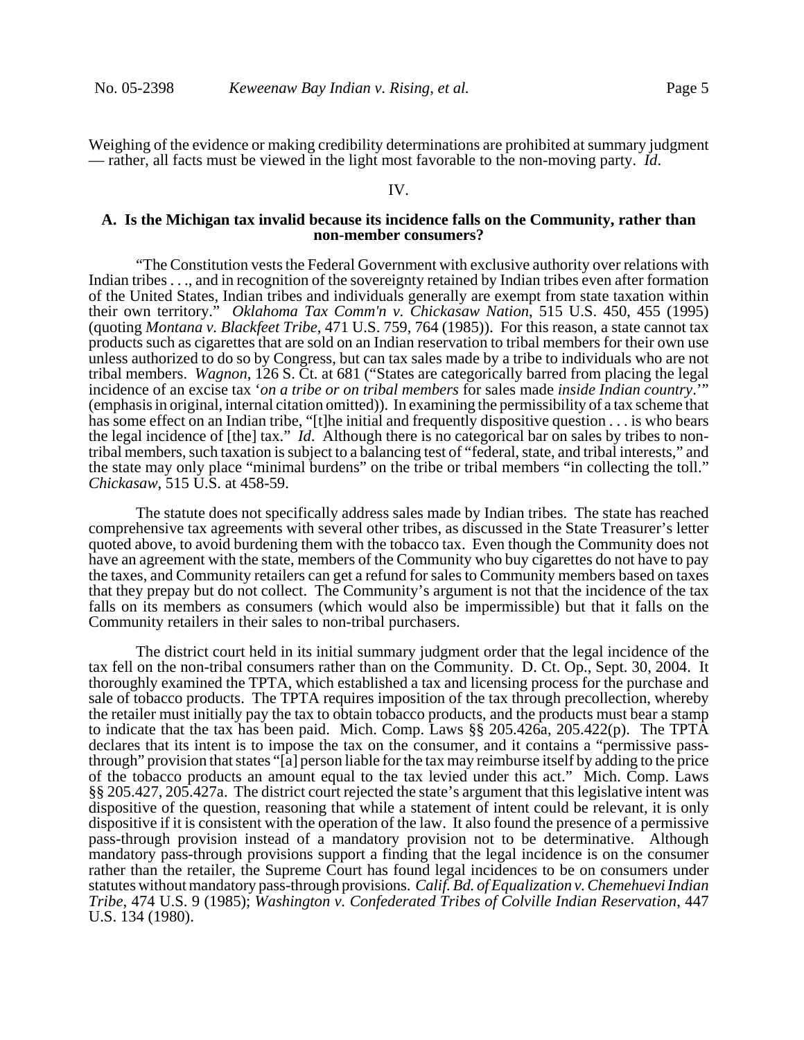Weighing of the evidence or making credibility determinations are prohibited at summary judgment — rather, all facts must be viewed in the light most favorable to the non-moving party. *Id*.

IV.

## A. Is the Michigan tax invalid because its incidence falls on the Community, rather than non-member consumers?

"The Constitution vests the Federal Government with exclusive authority over relations with Indian tribes . . ., and in recognition of the sovereignty retained by Indian tribes even after formation of the United States, Indian tribes and individuals generally are exempt from state taxation within their own territory." *Oklahoma Tax Comm'n v. Chickasaw Nation*, 515 U.S. 450, 455 (1995) (quoting *Montana v. Blackfeet Tribe*, 471 U.S. 759, 764 (1985)). For this reason, a state cannot tax products such as cigarettes that are sold on an Indian reservation to tribal members for their own use unless authorized to do so by Congress, but can tax sales made by a tribe to individuals who are not tribal members. *Wagnon*, 126 S. Ct. at 681 ("States are categorically barred from placing the legal incidence of an excise tax '*on a tribe or on tribal members* for sales made *inside Indian country*.'" (emphasis in original, internal citation omitted)). In examining the permissibility of a tax scheme that has some effect on an Indian tribe, "[t]he initial and frequently dispositive question . . . is who bears the legal incidence of [the] tax." *Id*. Although there is no categorical bar on sales by tribes to non-tribal members, such taxation is subject to a balancing test of "federal, state, and tribal interests," and the state may only place "minimal burdens" on the tribe or tribal members "in collecting the toll." *Chickasaw*, 515 U.S. at 458-59.

The statute does not specifically address sales made by Indian tribes. The state has reached comprehensive tax agreements with several other tribes, as discussed in the State Treasurer's letter quoted above, to avoid burdening them with the tobacco tax. Even though the Community does not have an agreement with the state, members of the Community who buy cigarettes do not have to pay the taxes, and Community retailers can get a refund for sales to Community members based on taxes that they prepay but do not collect. The Community's argument is not that the incidence of the tax falls on its members as consumers (which would also be impermissible) but that it falls on the Community retailers in their sales to non-tribal purchasers.

The district court held in its initial summary judgment order that the legal incidence of the tax fell on the non-tribal consumers rather than on the Community. D. Ct. Op., Sept. 30, 2004. It thoroughly examined the TPTA, which established a tax and licensing process for the purchase and sale of tobacco products. The TPTA requires imposition of the tax through precollection, whereby the retailer must initially pay the tax to obtain tobacco products, and the products must bear a stamp to indicate that the tax has been paid. Mich. Comp. Laws §§ 205.426a, 205.422(p). The TPTA declares that its intent is to impose the tax on the consumer, and it contains a "permissive pass-through" provision that states "[a] person liable for the tax may reimburse itself by adding to the price of the tobacco products an amount equal to the tax levied under this act." Mich. Comp. Laws §§ 205.427, 205.427a. The district court rejected the state's argument that this legislative intent was dispositive of the question, reasoning that while a statement of intent could be relevant, it is only dispositive if it is consistent with the operation of the law. It also found the presence of a permissive pass-through provision instead of a mandatory provision not to be determinative. Although mandatory pass-through provisions support a finding that the legal incidence is on the consumer rather than the retailer, the Supreme Court has found legal incidences to be on consumers under statutes without mandatory pass-through provisions. *Calif. Bd. of Equalization v. Chemehuevi Indian Tribe*, 474 U.S. 9 (1985); *Washington v. Confederated Tribes of Colville Indian Reservation*, 447 U.S. 134 (1980).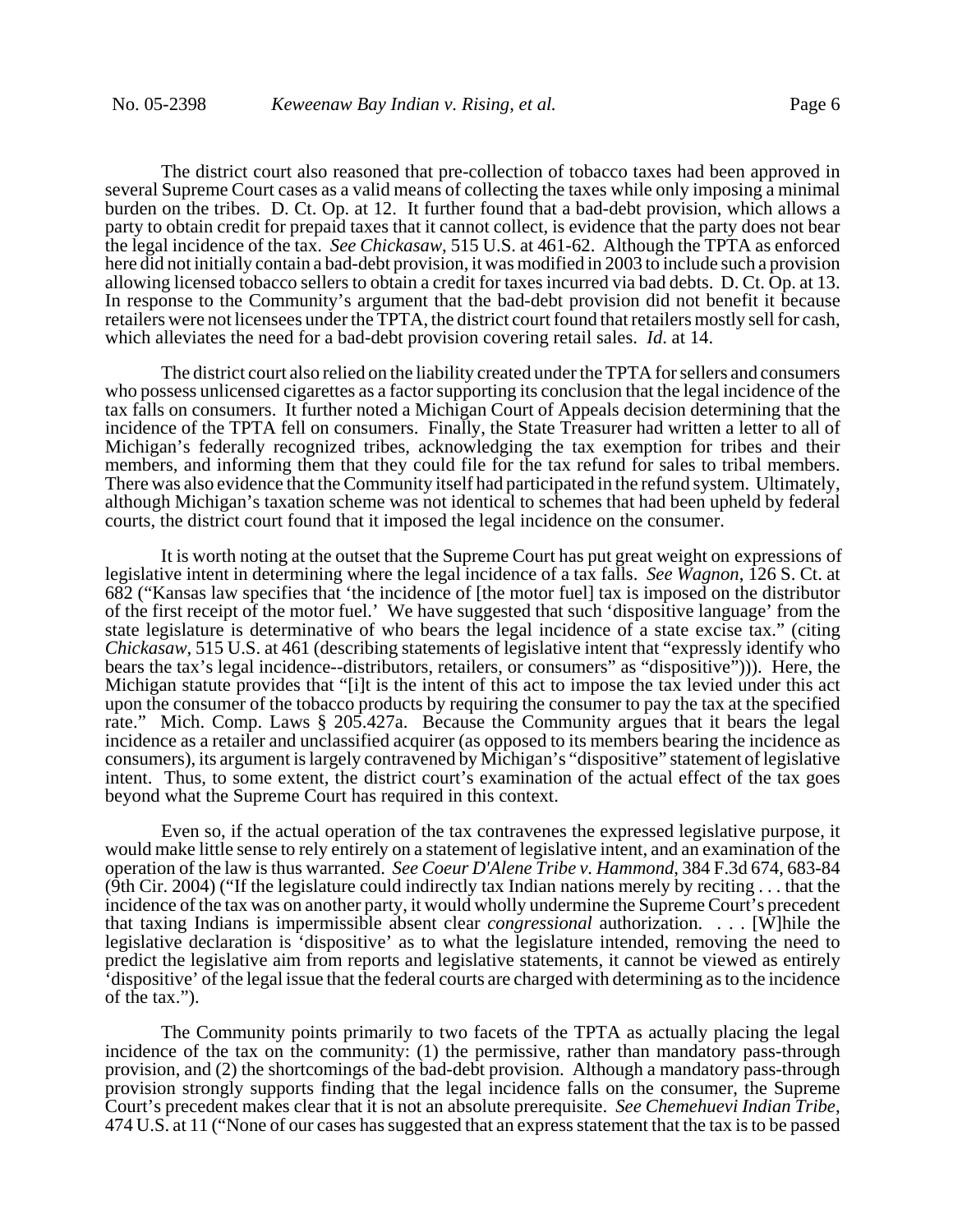The district court also reasoned that pre-collection of tobacco taxes had been approved in several Supreme Court cases as a valid means of collecting the taxes while only imposing a minimal burden on the tribes. D. Ct. Op. at 12. It further found that a bad-debt provision, which allows a party to obtain credit for prepaid taxes that it cannot collect, is evidence that the party does not bear the legal incidence of the tax. *See Chickasaw*, 515 U.S. at 461-62. Although the TPTA as enforced here did not initially contain a bad-debt provision, it was modified in 2003 to include such a provision allowing licensed tobacco sellers to obtain a credit for taxes incurred via bad debts. D. Ct. Op. at 13. In response to the Community's argument that the bad-debt provision did not benefit it because retailers were not licensees under the TPTA, the district court found that retailers mostly sell for cash, which alleviates the need for a bad-debt provision covering retail sales. *Id.* at 14.

The district court also relied on the liability created under the TPTA for sellers and consumers who possess unlicensed cigarettes as a factor supporting its conclusion that the legal incidence of the tax falls on consumers. It further noted a Michigan Court of Appeals decision determining that the incidence of the TPTA fell on consumers. Finally, the State Treasurer had written a letter to all of Michigan's federally recognized tribes, acknowledging the tax exemption for tribes and their members, and informing them that they could file for the tax refund for sales to tribal members. There was also evidence that the Community itself had participated in the refund system. Ultimately, although Michigan's taxation scheme was not identical to schemes that had been upheld by federal courts, the district court found that it imposed the legal incidence on the consumer.

It is worth noting at the outset that the Supreme Court has put great weight on expressions of legislative intent in determining where the legal incidence of a tax falls. *See Wagnon*, 126 S. Ct. at 682 ("Kansas law specifies that 'the incidence of [the motor fuel] tax is imposed on the distributor of the first receipt of the motor fuel.' We have suggested that such 'dispositive language' from the state legislature is determinative of who bears the legal incidence of a state excise tax." (citing *Chickasaw*, 515 U.S. at 461 (describing statements of legislative intent that "expressly identify who bears the tax's legal incidence--distributors, retailers, or consumers" as "dispositive"))). Here, the Michigan statute provides that "[i]t is the intent of this act to impose the tax levied under this act upon the consumer of the tobacco products by requiring the consumer to pay the tax at the specified rate." Mich. Comp. Laws § 205.427a. Because the Community argues that it bears the legal incidence as a retailer and unclassified acquirer (as opposed to its members bearing the incidence as consumers), its argument is largely contravened by Michigan's "dispositive" statement of legislative intent. Thus, to some extent, the district court's examination of the actual effect of the tax goes beyond what the Supreme Court has required in this context.

Even so, if the actual operation of the tax contravenes the expressed legislative purpose, it would make little sense to rely entirely on a statement of legislative intent, and an examination of the operation of the law is thus warranted. *See Coeur D'Alene Tribe v. Hammond*, 384 F.3d 674, 683-84 (9th Cir. 2004) ("If the legislature could indirectly tax Indian nations merely by reciting . . . that the incidence of the tax was on another party, it would wholly undermine the Supreme Court's precedent that taxing Indians is impermissible absent clear *congressional* authorization. . . . [W]hile the legislative declaration is 'dispositive' as to what the legislature intended, removing the need to predict the legislative aim from reports and legislative statements, it cannot be viewed as entirely 'dispositive' of the legal issue that the federal courts are charged with determining as to the incidence of the tax.").

The Community points primarily to two facets of the TPTA as actually placing the legal incidence of the tax on the community: (1) the permissive, rather than mandatory pass-through provision, and (2) the shortcomings of the bad-debt provision. Although a mandatory pass-through provision strongly supports finding that the legal incidence falls on the consumer, the Supreme Court's precedent makes clear that it is not an absolute prerequisite. *See Chemehuevi Indian Tribe*, 474 U.S. at 11 ("None of our cases has suggested that an express statement that the tax is to be passed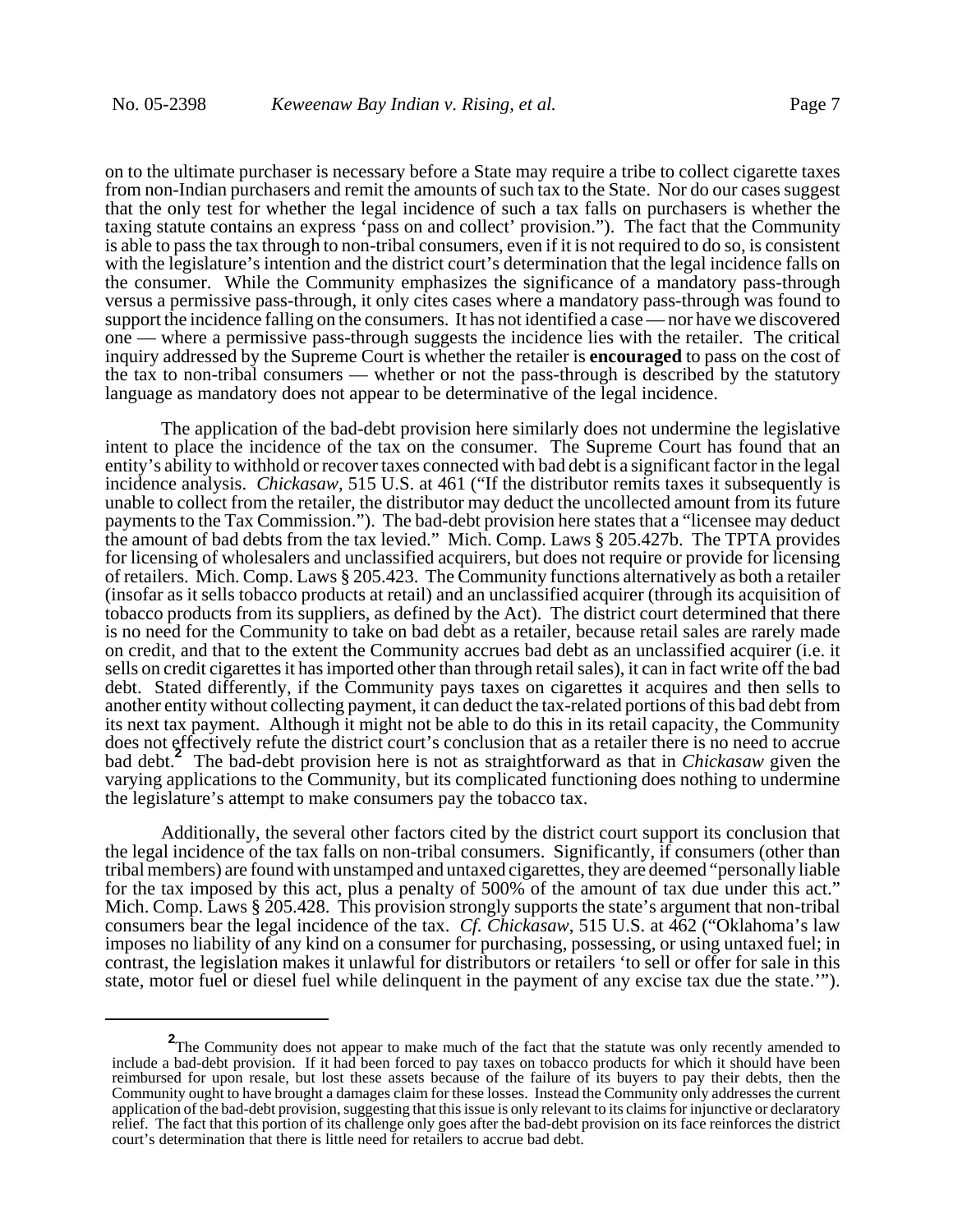on to the ultimate purchaser is necessary before a State may require a tribe to collect cigarette taxes from non-Indian purchasers and remit the amounts of such tax to the State. Nor do our cases suggest that the only test for whether the legal incidence of such a tax falls on purchasers is whether the taxing statute contains an express 'pass on and collect' provision."). The fact that the Community is able to pass the tax through to non-tribal consumers, even if it is not required to do so, is consistent with the legislature's intention and the district court's determination that the legal incidence falls on the consumer. While the Community emphasizes the significance of a mandatory pass-through versus a permissive pass-through, it only cites cases where a mandatory pass-through was found to support the incidence falling on the consumers. It has not identified a case — nor have we discovered one — where a permissive pass-through suggests the incidence lies with the retailer. The critical inquiry addressed by the Supreme Court is whether the retailer is **encouraged** to pass on the cost of the tax to non-tribal consumers — whether or not the pass-through is described by the statutory language as mandatory does not appear to be determinative of the legal incidence.

The application of the bad-debt provision here similarly does not undermine the legislative intent to place the incidence of the tax on the consumer. The Supreme Court has found that an entity's ability to withhold or recover taxes connected with bad debt is a significant factor in the legal incidence analysis. *Chickasaw*, 515 U.S. at 461 ("If the distributor remits taxes it subsequently is unable to collect from the retailer, the distributor may deduct the uncollected amount from its future payments to the Tax Commission."). The bad-debt provision here states that a "licensee may deduct the amount of bad debts from the tax levied." Mich. Comp. Laws § 205.427b. The TPTA provides for licensing of wholesalers and unclassified acquirers, but does not require or provide for licensing of retailers. Mich. Comp. Laws § 205.423. The Community functions alternatively as both a retailer (insofar as it sells tobacco products at retail) and an unclassified acquirer (through its acquisition of tobacco products from its suppliers, as defined by the Act). The district court determined that there is no need for the Community to take on bad debt as a retailer, because retail sales are rarely made on credit, and that to the extent the Community accrues bad debt as an unclassified acquirer (i.e. it sells on credit cigarettes it has imported other than through retail sales), it can in fact write off the bad debt. Stated differently, if the Community pays taxes on cigarettes it acquires and then sells to another entity without collecting payment, it can deduct the tax-related portions of this bad debt from its next tax payment. Although it might not be able to do this in its retail capacity, the Community does not effectively refute the district court's conclusion that as a retailer there is no need to accrue bad debt.[2] The bad-debt provision here is not as straightforward as that in *Chickasaw* given the varying applications to the Community, but its complicated functioning does nothing to undermine the legislature's attempt to make consumers pay the tobacco tax.

Additionally, the several other factors cited by the district court support its conclusion that the legal incidence of the tax falls on non-tribal consumers. Significantly, if consumers (other than tribal members) are found with unstamped and untaxed cigarettes, they are deemed "personally liable for the tax imposed by this act, plus a penalty of 500% of the amount of tax due under this act." Mich. Comp. Laws § 205.428. This provision strongly supports the state's argument that non-tribal consumers bear the legal incidence of the tax. *Cf. Chickasaw*, 515 U.S. at 462 ("Oklahoma's law imposes no liability of any kind on a consumer for purchasing, possessing, or using untaxed fuel; in contrast, the legislation makes it unlawful for distributors or retailers 'to sell or offer for sale in this state, motor fuel or diesel fuel while delinquent in the payment of any excise tax due the state.'").

---

[2] The Community does not appear to make much of the fact that the statute was only recently amended to include a bad-debt provision. If it had been forced to pay taxes on tobacco products for which it should have been reimbursed for upon resale, but lost these assets because of the failure of its buyers to pay their debts, then the Community ought to have brought a damages claim for these losses. Instead the Community only addresses the current application of the bad-debt provision, suggesting that this issue is only relevant to its claims for injunctive or declaratory relief. The fact that this portion of its challenge only goes after the bad-debt provision on its face reinforces the district court's determination that there is little need for retailers to accrue bad debt.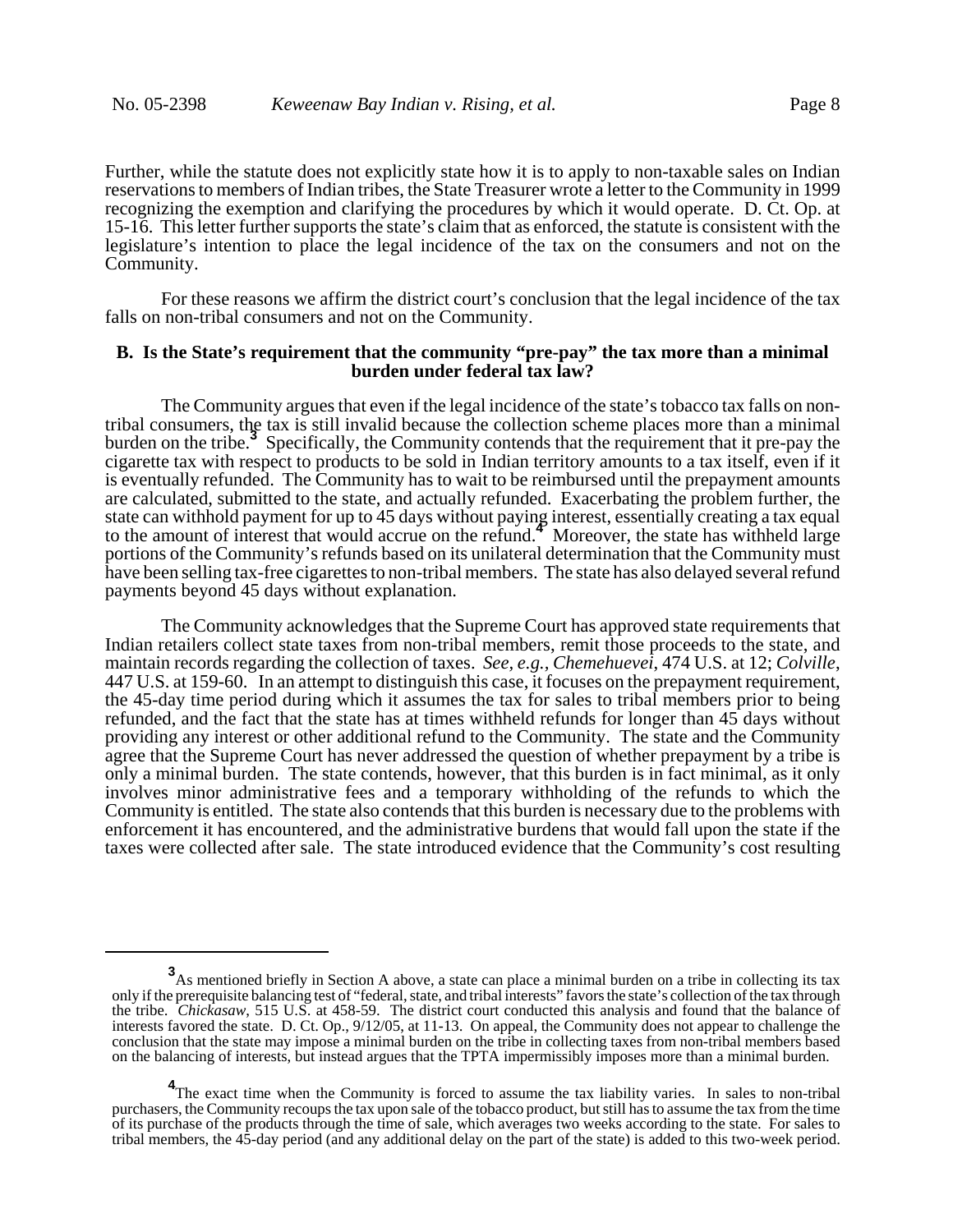Further, while the statute does not explicitly state how it is to apply to non-taxable sales on Indian reservations to members of Indian tribes, the State Treasurer wrote a letter to the Community in 1999 recognizing the exemption and clarifying the procedures by which it would operate. D. Ct. Op. at 15-16. This letter further supports the state's claim that as enforced, the statute is consistent with the legislature's intention to place the legal incidence of the tax on the consumers and not on the Community.

For these reasons we affirm the district court's conclusion that the legal incidence of the tax falls on non-tribal consumers and not on the Community.

### B. Is the State's requirement that the community "pre-pay" the tax more than a minimal burden under federal tax law?

The Community argues that even if the legal incidence of the state's tobacco tax falls on non-tribal consumers, the tax is still invalid because the collection scheme places more than a minimal burden on the tribe.[3] Specifically, the Community contends that the requirement that it pre-pay the cigarette tax with respect to products to be sold in Indian territory amounts to a tax itself, even if it is eventually refunded. The Community has to wait to be reimbursed until the prepayment amounts are calculated, submitted to the state, and actually refunded. Exacerbating the problem further, the state can withhold payment for up to 45 days without paying interest, essentially creating a tax equal to the amount of interest that would accrue on the refund.[4] Moreover, the state has withheld large portions of the Community's refunds based on its unilateral determination that the Community must have been selling tax-free cigarettes to non-tribal members. The state has also delayed several refund payments beyond 45 days without explanation.

The Community acknowledges that the Supreme Court has approved state requirements that Indian retailers collect state taxes from non-tribal members, remit those proceeds to the state, and maintain records regarding the collection of taxes. *See, e.g., Chemehuevei*, 474 U.S. at 12; *Colville*, 447 U.S. at 159-60. In an attempt to distinguish this case, it focuses on the prepayment requirement, the 45-day time period during which it assumes the tax for sales to tribal members prior to being refunded, and the fact that the state has at times withheld refunds for longer than 45 days without providing any interest or other additional refund to the Community. The state and the Community agree that the Supreme Court has never addressed the question of whether prepayment by a tribe is only a minimal burden. The state contends, however, that this burden is in fact minimal, as it only involves minor administrative fees and a temporary withholding of the refunds to which the Community is entitled. The state also contends that this burden is necessary due to the problems with enforcement it has encountered, and the administrative burdens that would fall upon the state if the taxes were collected after sale. The state introduced evidence that the Community's cost resulting

---

[3] As mentioned briefly in Section A above, a state can place a minimal burden on a tribe in collecting its tax only if the prerequisite balancing test of "federal, state, and tribal interests" favors the state's collection of the tax through the tribe. *Chickasaw*, 515 U.S. at 458-59. The district court conducted this analysis and found that the balance of interests favored the state. D. Ct. Op., 9/12/05, at 11-13. On appeal, the Community does not appear to challenge the conclusion that the state may impose a minimal burden on the tribe in collecting taxes from non-tribal members based on the balancing of interests, but instead argues that the TPTA impermissibly imposes more than a minimal burden.

[4] The exact time when the Community is forced to assume the tax liability varies. In sales to non-tribal purchasers, the Community recoups the tax upon sale of the tobacco product, but still has to assume the tax from the time of its purchase of the products through the time of sale, which averages two weeks according to the state. For sales to tribal members, the 45-day period (and any additional delay on the part of the state) is added to this two-week period.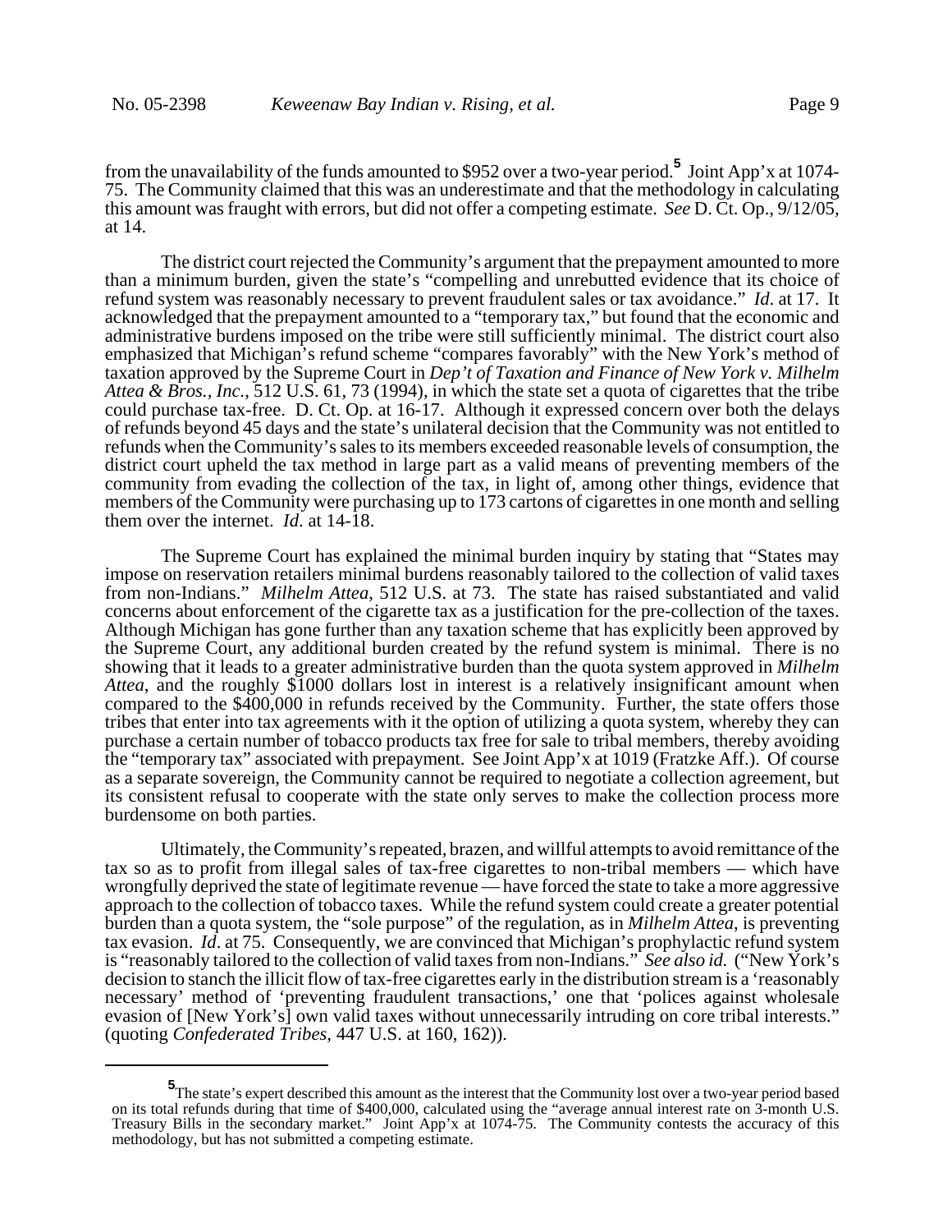from the unavailability of the funds amounted to $952 over a two-year period.[5] Joint App'x at 1074-75. The Community claimed that this was an underestimate and that the methodology in calculating this amount was fraught with errors, but did not offer a competing estimate. *See* D. Ct. Op., 9/12/05, at 14.

The district court rejected the Community's argument that the prepayment amounted to more than a minimum burden, given the state's "compelling and unrebutted evidence that its choice of refund system was reasonably necessary to prevent fraudulent sales or tax avoidance." *Id*. at 17. It acknowledged that the prepayment amounted to a "temporary tax," but found that the economic and administrative burdens imposed on the tribe were still sufficiently minimal. The district court also emphasized that Michigan's refund scheme "compares favorably" with the New York's method of taxation approved by the Supreme Court in *Dep't of Taxation and Finance of New York v. Milhelm Attea & Bros., Inc.*, 512 U.S. 61, 73 (1994), in which the state set a quota of cigarettes that the tribe could purchase tax-free. D. Ct. Op. at 16-17. Although it expressed concern over both the delays of refunds beyond 45 days and the state's unilateral decision that the Community was not entitled to refunds when the Community's sales to its members exceeded reasonable levels of consumption, the district court upheld the tax method in large part as a valid means of preventing members of the community from evading the collection of the tax, in light of, among other things, evidence that members of the Community were purchasing up to 173 cartons of cigarettes in one month and selling them over the internet. *Id.* at 14-18.

The Supreme Court has explained the minimal burden inquiry by stating that "States may impose on reservation retailers minimal burdens reasonably tailored to the collection of valid taxes from non-Indians." *Milhelm Attea*, 512 U.S. at 73. The state has raised substantiated and valid concerns about enforcement of the cigarette tax as a justification for the pre-collection of the taxes. Although Michigan has gone further than any taxation scheme that has explicitly been approved by the Supreme Court, any additional burden created by the refund system is minimal. There is no showing that it leads to a greater administrative burden than the quota system approved in *Milhelm Attea*, and the roughly $1000 dollars lost in interest is a relatively insignificant amount when compared to the $400,000 in refunds received by the Community. Further, the state offers those tribes that enter into tax agreements with it the option of utilizing a quota system, whereby they can purchase a certain number of tobacco products tax free for sale to tribal members, thereby avoiding the "temporary tax" associated with prepayment. See Joint App'x at 1019 (Fratzke Aff.). Of course as a separate sovereign, the Community cannot be required to negotiate a collection agreement, but its consistent refusal to cooperate with the state only serves to make the collection process more burdensome on both parties.

Ultimately, the Community's repeated, brazen, and willful attempts to avoid remittance of the tax so as to profit from illegal sales of tax-free cigarettes to non-tribal members — which have wrongfully deprived the state of legitimate revenue — have forced the state to take a more aggressive approach to the collection of tobacco taxes. While the refund system could create a greater potential burden than a quota system, the "sole purpose" of the regulation, as in *Milhelm Attea*, is preventing tax evasion. *Id*. at 75. Consequently, we are convinced that Michigan's prophylactic refund system is "reasonably tailored to the collection of valid taxes from non-Indians." *See also id.* ("New York's decision to stanch the illicit flow of tax-free cigarettes early in the distribution stream is a 'reasonably necessary' method of 'preventing fraudulent transactions,' one that 'polices against wholesale evasion of [New York's] own valid taxes without unnecessarily intruding on core tribal interests." (quoting *Confederated Tribes*, 447 U.S. at 160, 162)).

---

[5] The state's expert described this amount as the interest that the Community lost over a two-year period based on its total refunds during that time of $400,000, calculated using the "average annual interest rate on 3-month U.S. Treasury Bills in the secondary market." Joint App'x at 1074-75. The Community contests the accuracy of this methodology, but has not submitted a competing estimate.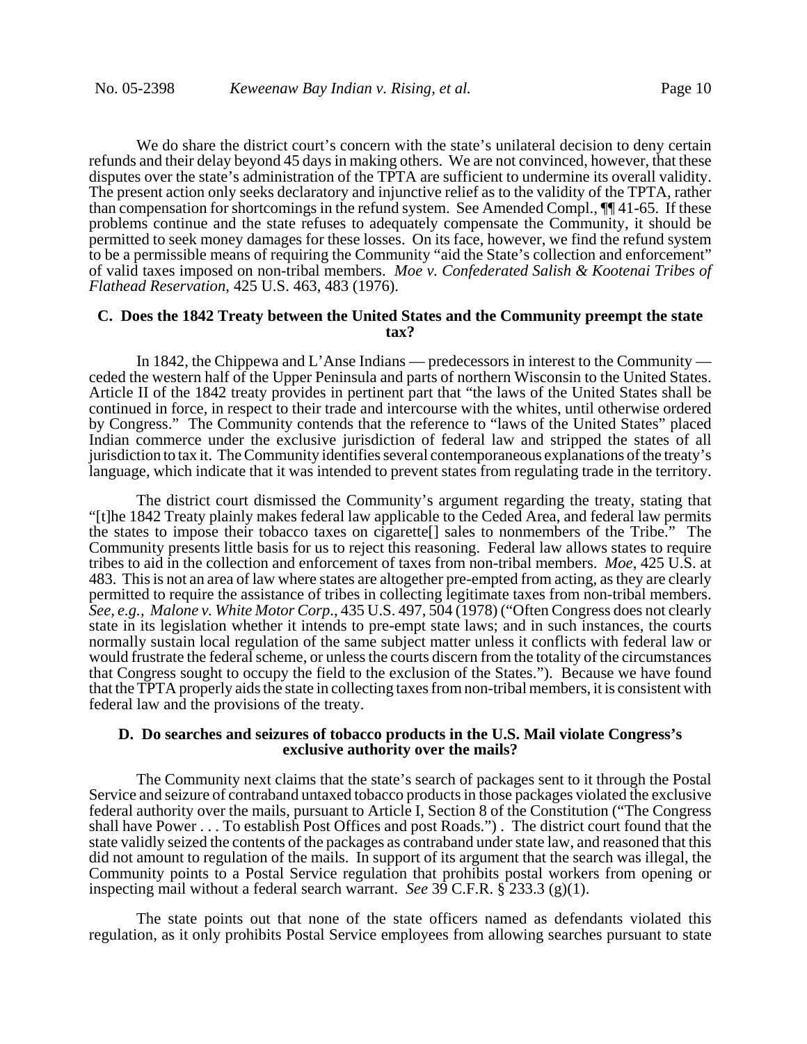We do share the district court's concern with the state's unilateral decision to deny certain refunds and their delay beyond 45 days in making others. We are not convinced, however, that these disputes over the state's administration of the TPTA are sufficient to undermine its overall validity. The present action only seeks declaratory and injunctive relief as to the validity of the TPTA, rather than compensation for shortcomings in the refund system. See Amended Compl., ¶¶ 41-65. If these problems continue and the state refuses to adequately compensate the Community, it should be permitted to seek money damages for these losses. On its face, however, we find the refund system to be a permissible means of requiring the Community "aid the State's collection and enforcement" of valid taxes imposed on non-tribal members. *Moe v. Confederated Salish & Kootenai Tribes of Flathead Reservation*, 425 U.S. 463, 483 (1976).

### C. Does the 1842 Treaty between the United States and the Community preempt the state tax?

In 1842, the Chippewa and L'Anse Indians — predecessors in interest to the Community — ceded the western half of the Upper Peninsula and parts of northern Wisconsin to the United States. Article II of the 1842 treaty provides in pertinent part that "the laws of the United States shall be continued in force, in respect to their trade and intercourse with the whites, until otherwise ordered by Congress." The Community contends that the reference to "laws of the United States" placed Indian commerce under the exclusive jurisdiction of federal law and stripped the states of all jurisdiction to tax it. The Community identifies several contemporaneous explanations of the treaty's language, which indicate that it was intended to prevent states from regulating trade in the territory.

The district court dismissed the Community's argument regarding the treaty, stating that "[t]he 1842 Treaty plainly makes federal law applicable to the Ceded Area, and federal law permits the states to impose their tobacco taxes on cigarette[] sales to nonmembers of the Tribe." The Community presents little basis for us to reject this reasoning. Federal law allows states to require tribes to aid in the collection and enforcement of taxes from non-tribal members. *Moe*, 425 U.S. at 483. This is not an area of law where states are altogether pre-empted from acting, as they are clearly permitted to require the assistance of tribes in collecting legitimate taxes from non-tribal members. *See, e.g., Malone v. White Motor Corp*., 435 U.S. 497, 504 (1978) ("Often Congress does not clearly state in its legislation whether it intends to pre-empt state laws; and in such instances, the courts normally sustain local regulation of the same subject matter unless it conflicts with federal law or would frustrate the federal scheme, or unless the courts discern from the totality of the circumstances that Congress sought to occupy the field to the exclusion of the States."). Because we have found that the TPTA properly aids the state in collecting taxes from non-tribal members, it is consistent with federal law and the provisions of the treaty.

### D. Do searches and seizures of tobacco products in the U.S. Mail violate Congress's exclusive authority over the mails?

The Community next claims that the state's search of packages sent to it through the Postal Service and seizure of contraband untaxed tobacco products in those packages violated the exclusive federal authority over the mails, pursuant to Article I, Section 8 of the Constitution ("The Congress shall have Power . . . To establish Post Offices and post Roads.") . The district court found that the state validly seized the contents of the packages as contraband under state law, and reasoned that this did not amount to regulation of the mails. In support of its argument that the search was illegal, the Community points to a Postal Service regulation that prohibits postal workers from opening or inspecting mail without a federal search warrant. *See* 39 C.F.R. § 233.3 (g)(1).

The state points out that none of the state officers named as defendants violated this regulation, as it only prohibits Postal Service employees from allowing searches pursuant to state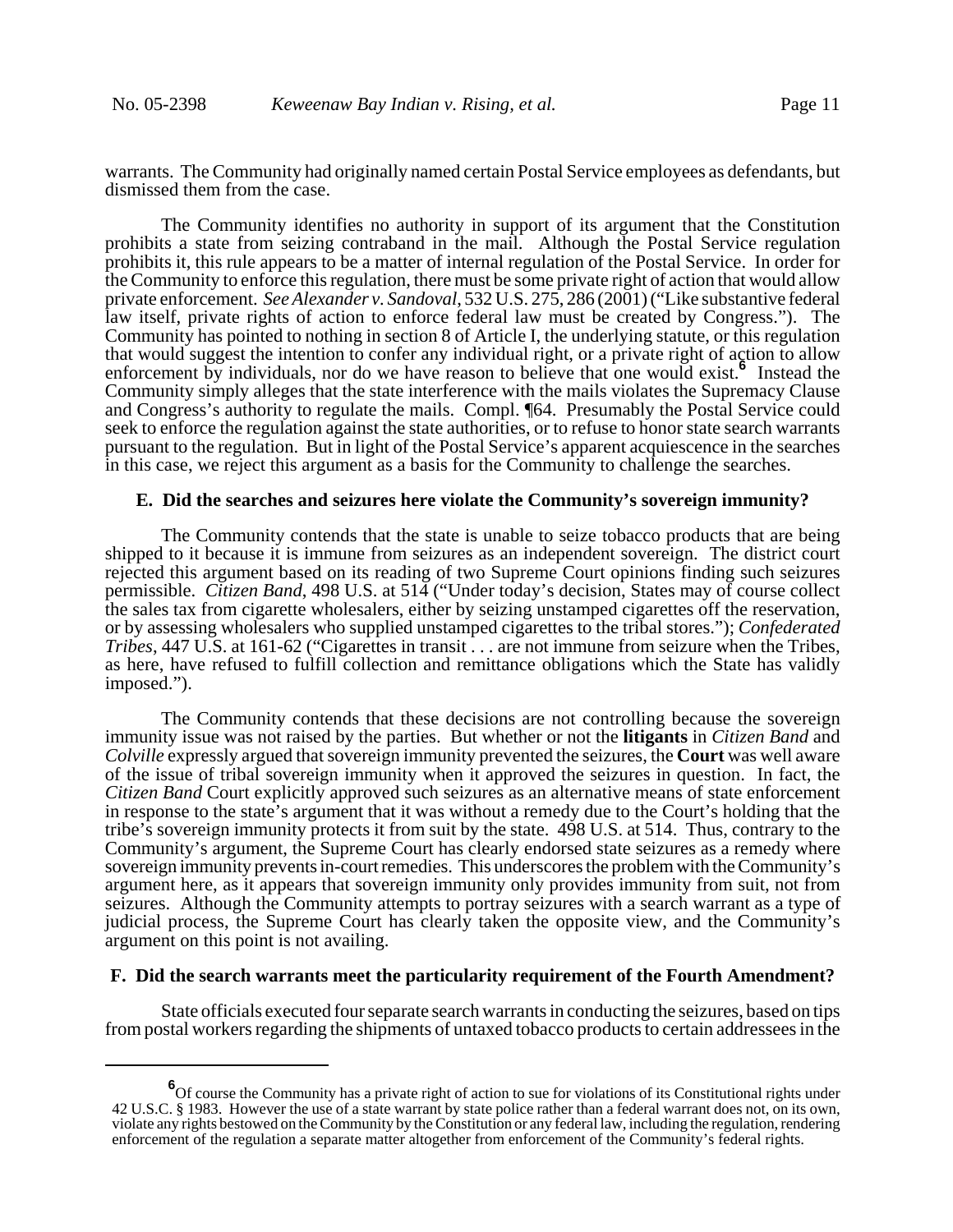warrants. The Community had originally named certain Postal Service employees as defendants, but dismissed them from the case.

The Community identifies no authority in support of its argument that the Constitution prohibits a state from seizing contraband in the mail. Although the Postal Service regulation prohibits it, this rule appears to be a matter of internal regulation of the Postal Service. In order for the Community to enforce this regulation, there must be some private right of action that would allow private enforcement. *See Alexander v. Sandoval*, 532 U.S. 275, 286 (2001) ("Like substantive federal law itself, private rights of action to enforce federal law must be created by Congress."). The Community has pointed to nothing in section 8 of Article I, the underlying statute, or this regulation that would suggest the intention to confer any individual right, or a private right of action to allow enforcement by individuals, nor do we have reason to believe that one would exist.[6] Instead the Community simply alleges that the state interference with the mails violates the Supremacy Clause and Congress's authority to regulate the mails. Compl. ¶64. Presumably the Postal Service could seek to enforce the regulation against the state authorities, or to refuse to honor state search warrants pursuant to the regulation. But in light of the Postal Service's apparent acquiescence in the searches in this case, we reject this argument as a basis for the Community to challenge the searches.

### E. Did the searches and seizures here violate the Community's sovereign immunity?

The Community contends that the state is unable to seize tobacco products that are being shipped to it because it is immune from seizures as an independent sovereign. The district court rejected this argument based on its reading of two Supreme Court opinions finding such seizures permissible. *Citizen Band*, 498 U.S. at 514 ("Under today's decision, States may of course collect the sales tax from cigarette wholesalers, either by seizing unstamped cigarettes off the reservation, or by assessing wholesalers who supplied unstamped cigarettes to the tribal stores."); *Confederated Tribes*, 447 U.S. at 161-62 ("Cigarettes in transit . . . are not immune from seizure when the Tribes, as here, have refused to fulfill collection and remittance obligations which the State has validly imposed.").

The Community contends that these decisions are not controlling because the sovereign immunity issue was not raised by the parties. But whether or not the **litigants** in *Citizen Band* and *Colville* expressly argued that sovereign immunity prevented the seizures, the **Court** was well aware of the issue of tribal sovereign immunity when it approved the seizures in question. In fact, the *Citizen Band* Court explicitly approved such seizures as an alternative means of state enforcement in response to the state's argument that it was without a remedy due to the Court's holding that the tribe's sovereign immunity protects it from suit by the state. 498 U.S. at 514. Thus, contrary to the Community's argument, the Supreme Court has clearly endorsed state seizures as a remedy where sovereign immunity prevents in-court remedies. This underscores the problem with the Community's argument here, as it appears that sovereign immunity only provides immunity from suit, not from seizures. Although the Community attempts to portray seizures with a search warrant as a type of judicial process, the Supreme Court has clearly taken the opposite view, and the Community's argument on this point is not availing.

### F. Did the search warrants meet the particularity requirement of the Fourth Amendment?

State officials executed four separate search warrants in conducting the seizures, based on tips from postal workers regarding the shipments of untaxed tobacco products to certain addressees in the

[6] Of course the Community has a private right of action to sue for violations of its Constitutional rights under 42 U.S.C. § 1983. However the use of a state warrant by state police rather than a federal warrant does not, on its own, violate any rights bestowed on the Community by the Constitution or any federal law, including the regulation, rendering enforcement of the regulation a separate matter altogether from enforcement of the Community's federal rights.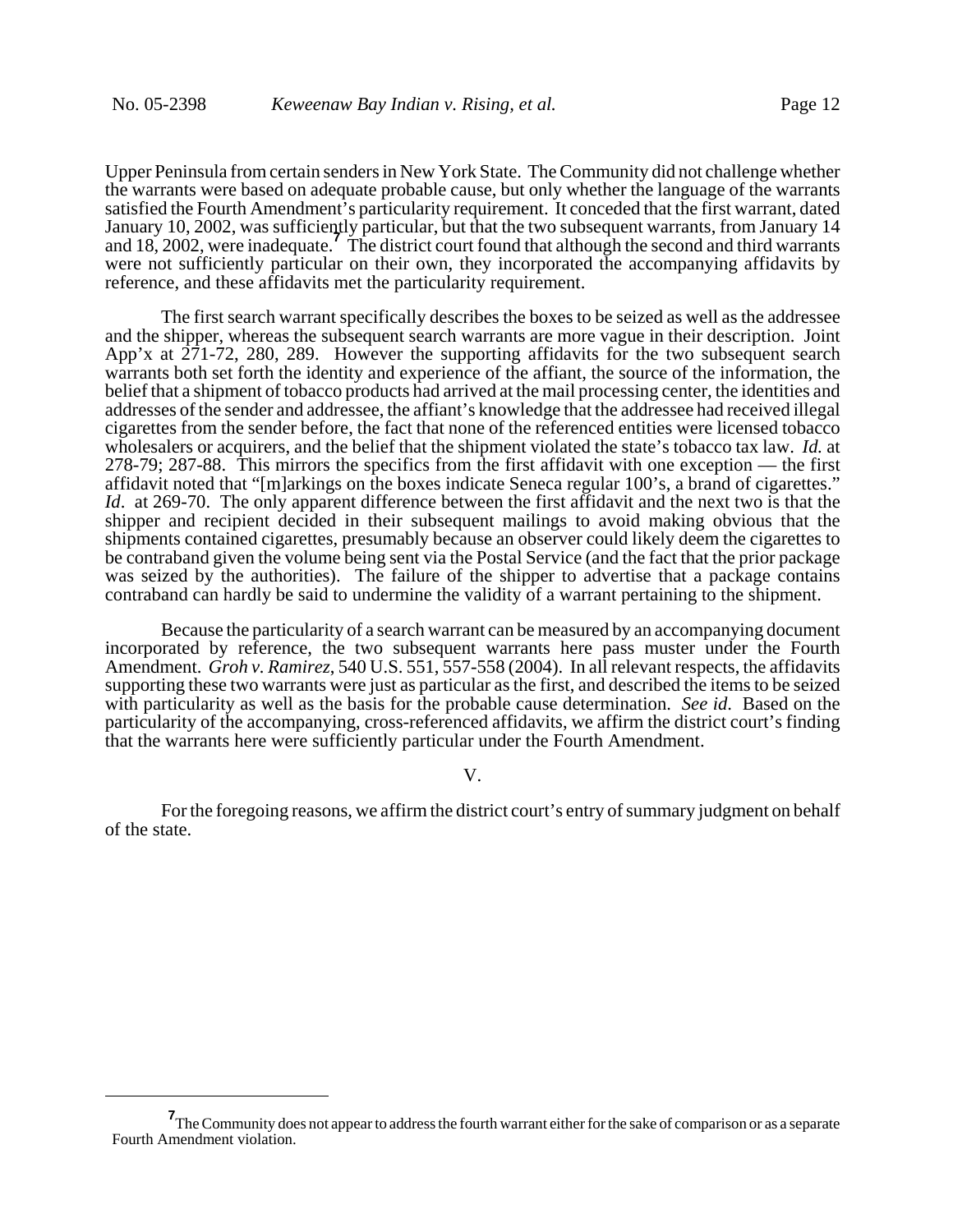Upper Peninsula from certain senders in New York State. The Community did not challenge whether the warrants were based on adequate probable cause, but only whether the language of the warrants satisfied the Fourth Amendment's particularity requirement. It conceded that the first warrant, dated January 10, 2002, was sufficiently particular, but that the two subsequent warrants, from January 14 and 18, 2002, were inadequate.[7] The district court found that although the second and third warrants were not sufficiently particular on their own, they incorporated the accompanying affidavits by reference, and these affidavits met the particularity requirement.

The first search warrant specifically describes the boxes to be seized as well as the addressee and the shipper, whereas the subsequent search warrants are more vague in their description. Joint App'x at 271-72, 280, 289. However the supporting affidavits for the two subsequent search warrants both set forth the identity and experience of the affiant, the source of the information, the belief that a shipment of tobacco products had arrived at the mail processing center, the identities and addresses of the sender and addressee, the affiant's knowledge that the addressee had received illegal cigarettes from the sender before, the fact that none of the referenced entities were licensed tobacco wholesalers or acquirers, and the belief that the shipment violated the state's tobacco tax law. *Id.* at 278-79; 287-88. This mirrors the specifics from the first affidavit with one exception — the first affidavit noted that "[m]arkings on the boxes indicate Seneca regular 100's, a brand of cigarettes." *Id*. at 269-70. The only apparent difference between the first affidavit and the next two is that the shipper and recipient decided in their subsequent mailings to avoid making obvious that the shipments contained cigarettes, presumably because an observer could likely deem the cigarettes to be contraband given the volume being sent via the Postal Service (and the fact that the prior package was seized by the authorities). The failure of the shipper to advertise that a package contains contraband can hardly be said to undermine the validity of a warrant pertaining to the shipment.

Because the particularity of a search warrant can be measured by an accompanying document incorporated by reference, the two subsequent warrants here pass muster under the Fourth Amendment. *Groh v. Ramirez*, 540 U.S. 551, 557-558 (2004). In all relevant respects, the affidavits supporting these two warrants were just as particular as the first, and described the items to be seized with particularity as well as the basis for the probable cause determination. *See id*. Based on the particularity of the accompanying, cross-referenced affidavits, we affirm the district court's finding that the warrants here were sufficiently particular under the Fourth Amendment.

## V.

For the foregoing reasons, we affirm the district court's entry of summary judgment on behalf of the state.

---

[7] The Community does not appear to address the fourth warrant either for the sake of comparison or as a separate Fourth Amendment violation.